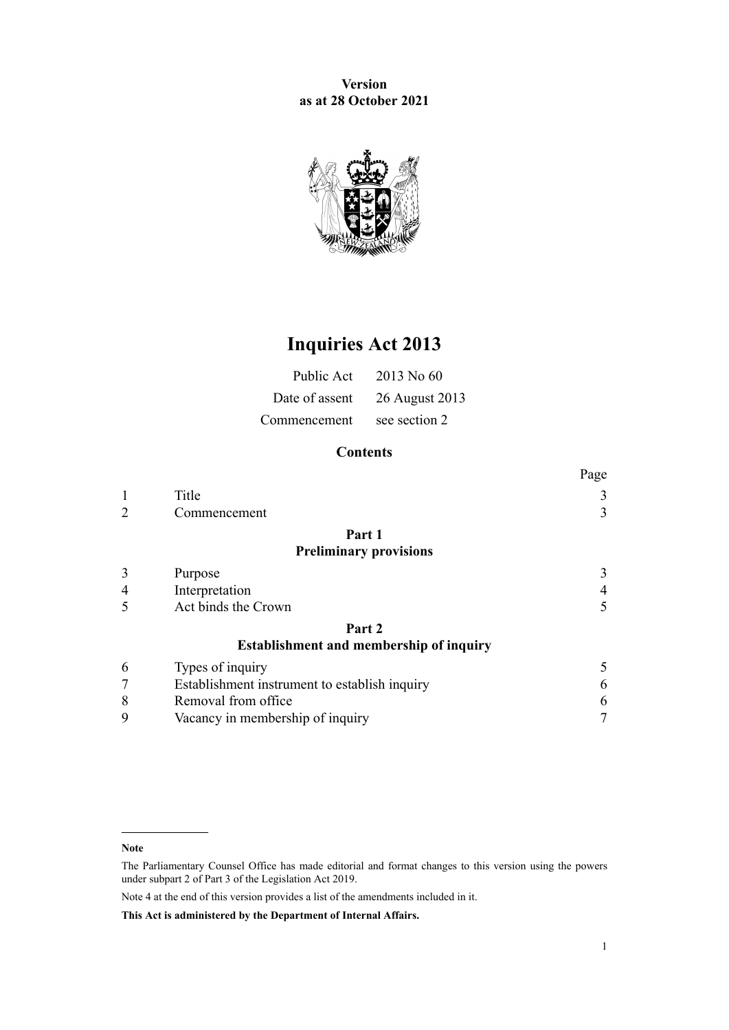**Version**
**as at 28 October 2021**

# Inquiries Act 2013

| | |
|---|---|
| Public Act | 2013 No 60 |
| Date of assent | 26 August 2013 |
| Commencement | see section 2 |

## Contents

| | | Page |
|---|---|---|
| 1 | Title | 3 |
| 2 | Commencement | 3 |
| | **Part 1** **Preliminary provisions** | |
| 3 | Purpose | 3 |
| 4 | Interpretation | 4 |
| 5 | Act binds the Crown | 5 |
| | **Part 2** **Establishment and membership of inquiry** | |
| 6 | Types of inquiry | 5 |
| 7 | Establishment instrument to establish inquiry | 6 |
| 8 | Removal from office | 6 |
| 9 | Vacancy in membership of inquiry | 7 |

**Note**

The Parliamentary Counsel Office has made editorial and format changes to this version using the powers under subpart 2 of Part 3 of the Legislation Act 2019.

Note 4 at the end of this version provides a list of the amendments included in it.

**This Act is administered by the Department of Internal Affairs.**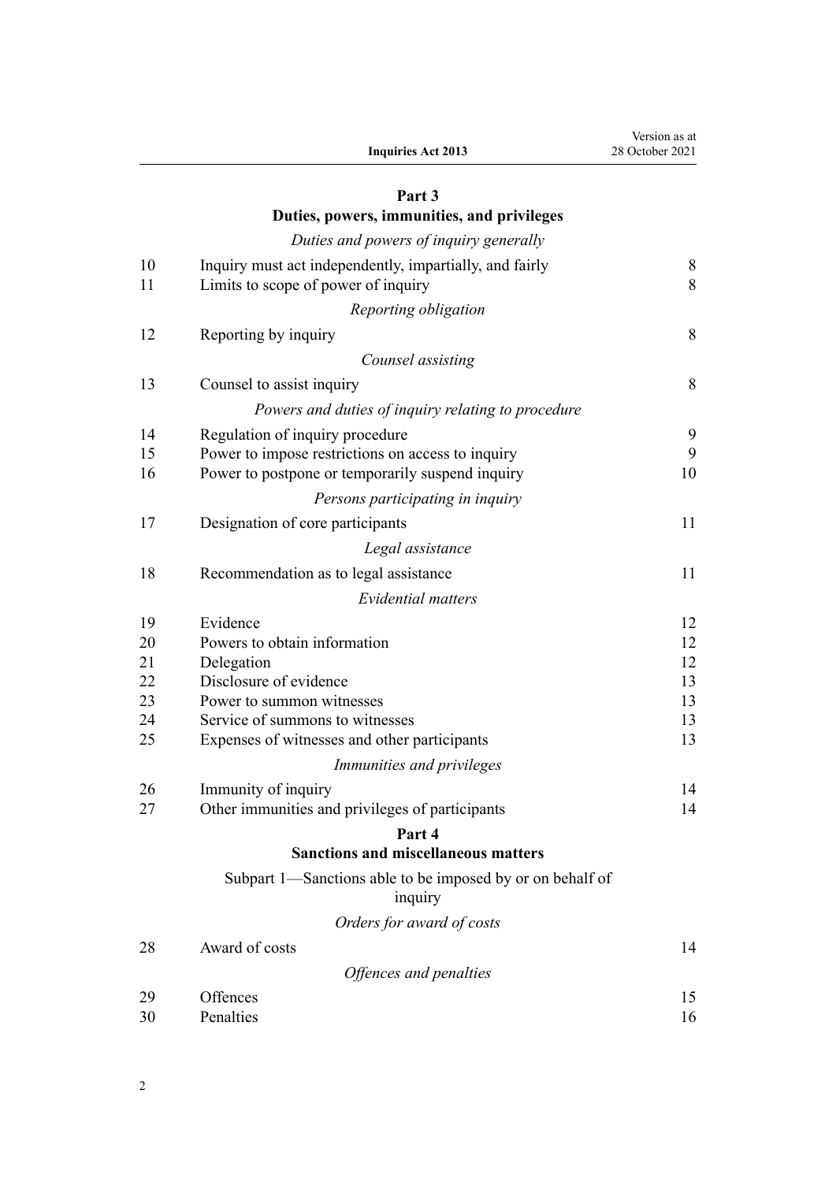## Part 3
## Duties, powers, immunities, and privileges

*Duties and powers of inquiry generally*

| | | |
|---|---|---|
| 10 | Inquiry must act independently, impartially, and fairly | 8 |
| 11 | Limits to scope of power of inquiry | 8 |

*Reporting obligation*

| | | |
|---|---|---|
| 12 | Reporting by inquiry | 8 |

*Counsel assisting*

| | | |
|---|---|---|
| 13 | Counsel to assist inquiry | 8 |

*Powers and duties of inquiry relating to procedure*

| | | |
|---|---|---|
| 14 | Regulation of inquiry procedure | 9 |
| 15 | Power to impose restrictions on access to inquiry | 9 |
| 16 | Power to postpone or temporarily suspend inquiry | 10 |

*Persons participating in inquiry*

| | | |
|---|---|---|
| 17 | Designation of core participants | 11 |

*Legal assistance*

| | | |
|---|---|---|
| 18 | Recommendation as to legal assistance | 11 |

*Evidential matters*

| | | |
|---|---|---|
| 19 | Evidence | 12 |
| 20 | Powers to obtain information | 12 |
| 21 | Delegation | 12 |
| 22 | Disclosure of evidence | 13 |
| 23 | Power to summon witnesses | 13 |
| 24 | Service of summons to witnesses | 13 |
| 25 | Expenses of witnesses and other participants | 13 |

*Immunities and privileges*

| | | |
|---|---|---|
| 26 | Immunity of inquiry | 14 |
| 27 | Other immunities and privileges of participants | 14 |

## Part 4
## Sanctions and miscellaneous matters

### Subpart 1—Sanctions able to be imposed by or on behalf of inquiry

*Orders for award of costs*

| | | |
|---|---|---|
| 28 | Award of costs | 14 |

*Offences and penalties*

| | | |
|---|---|---|
| 29 | Offences | 15 |
| 30 | Penalties | 16 |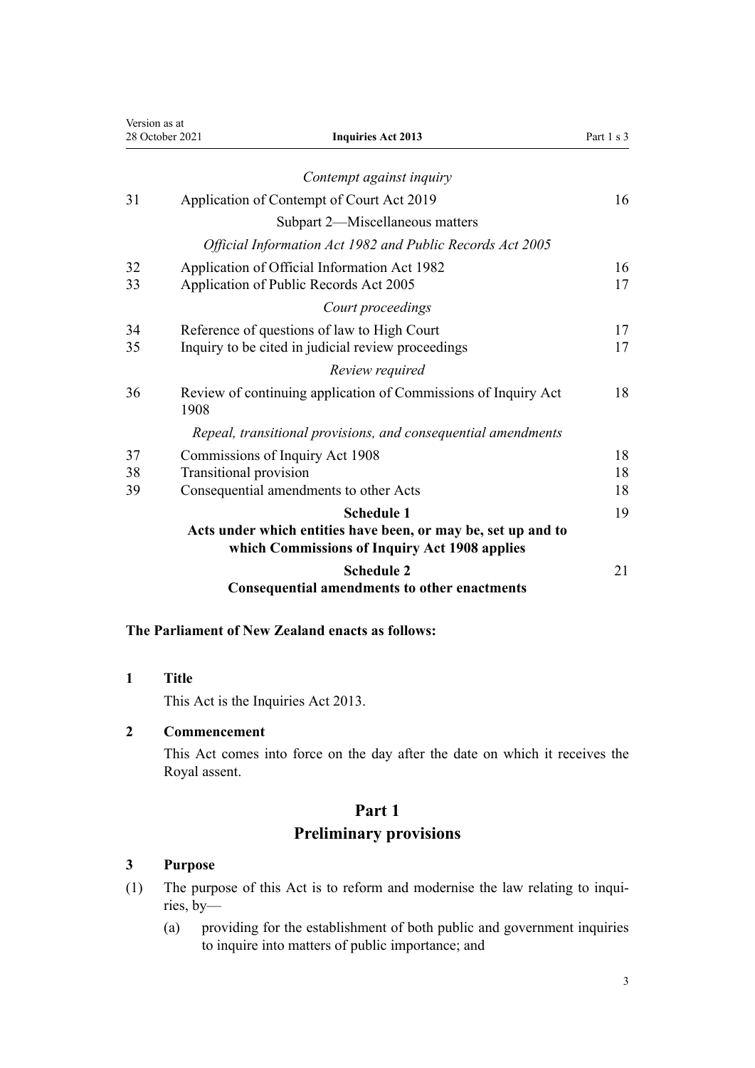| | *Contempt against inquiry* | |
|---|---|---|
| 31 | Application of Contempt of Court Act 2019 | 16 |
| | Subpart 2—Miscellaneous matters | |
| | *Official Information Act 1982 and Public Records Act 2005* | |
| 32 | Application of Official Information Act 1982 | 16 |
| 33 | Application of Public Records Act 2005 | 17 |
| | *Court proceedings* | |
| 34 | Reference of questions of law to High Court | 17 |
| 35 | Inquiry to be cited in judicial review proceedings | 17 |
| | *Review required* | |
| 36 | Review of continuing application of Commissions of Inquiry Act 1908 | 18 |
| | *Repeal, transitional provisions, and consequential amendments* | |
| 37 | Commissions of Inquiry Act 1908 | 18 |
| 38 | Transitional provision | 18 |
| 39 | Consequential amendments to other Acts | 18 |
| | **Schedule 1** **Acts under which entities have been, or may be, set up and to which Commissions of Inquiry Act 1908 applies** | 19 |
| | **Schedule 2** **Consequential amendments to other enactments** | 21 |

**The Parliament of New Zealand enacts as follows:**

### 1 Title

This Act is the Inquiries Act 2013.

### 2 Commencement

This Act comes into force on the day after the date on which it receives the Royal assent.

## Part 1
## Preliminary provisions

### 3 Purpose

(1) The purpose of this Act is to reform and modernise the law relating to inquiries, by—

  (a) providing for the establishment of both public and government inquiries to inquire into matters of public importance; and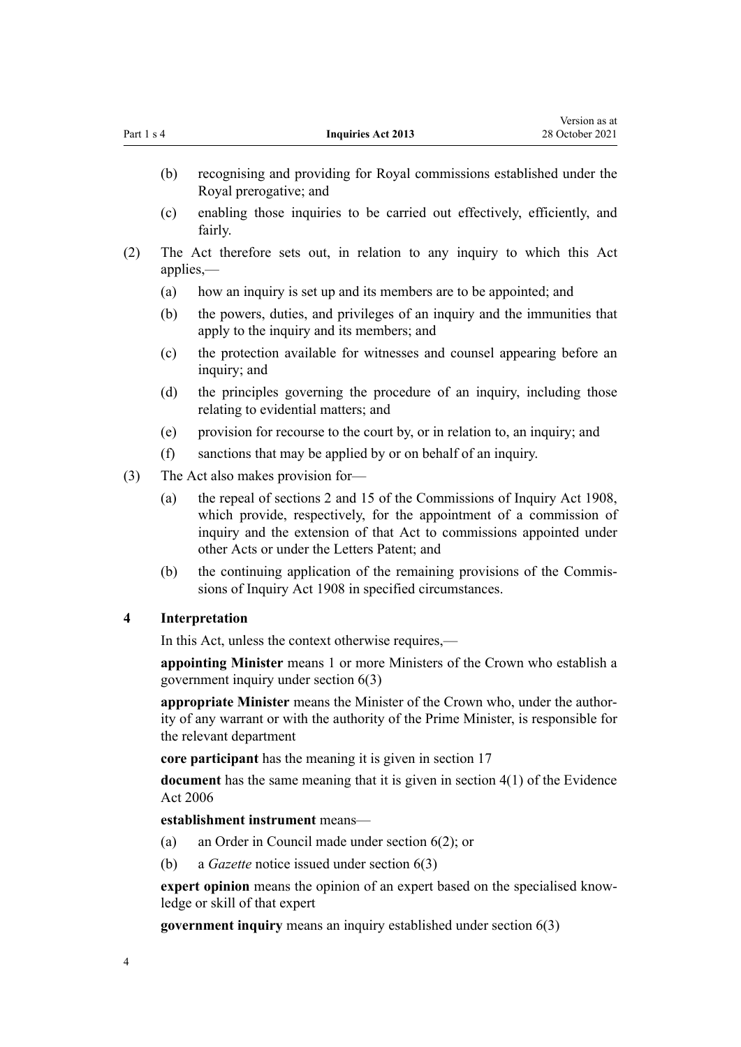(b) recognising and providing for Royal commissions established under the Royal prerogative; and

(c) enabling those inquiries to be carried out effectively, efficiently, and fairly.

(2) The Act therefore sets out, in relation to any inquiry to which this Act applies,—

(a) how an inquiry is set up and its members are to be appointed; and

(b) the powers, duties, and privileges of an inquiry and the immunities that apply to the inquiry and its members; and

(c) the protection available for witnesses and counsel appearing before an inquiry; and

(d) the principles governing the procedure of an inquiry, including those relating to evidential matters; and

(e) provision for recourse to the court by, or in relation to, an inquiry; and

(f) sanctions that may be applied by or on behalf of an inquiry.

(3) The Act also makes provision for—

(a) the repeal of sections 2 and 15 of the Commissions of Inquiry Act 1908, which provide, respectively, for the appointment of a commission of inquiry and the extension of that Act to commissions appointed under other Acts or under the Letters Patent; and

(b) the continuing application of the remaining provisions of the Commissions of Inquiry Act 1908 in specified circumstances.

### 4 Interpretation

In this Act, unless the context otherwise requires,—

**appointing Minister** means 1 or more Ministers of the Crown who establish a government inquiry under section 6(3)

**appropriate Minister** means the Minister of the Crown who, under the authority of any warrant or with the authority of the Prime Minister, is responsible for the relevant department

**core participant** has the meaning it is given in section 17

**document** has the same meaning that it is given in section 4(1) of the Evidence Act 2006

**establishment instrument** means—

(a) an Order in Council made under section 6(2); or

(b) a *Gazette* notice issued under section 6(3)

**expert opinion** means the opinion of an expert based on the specialised knowledge or skill of that expert

**government inquiry** means an inquiry established under section 6(3)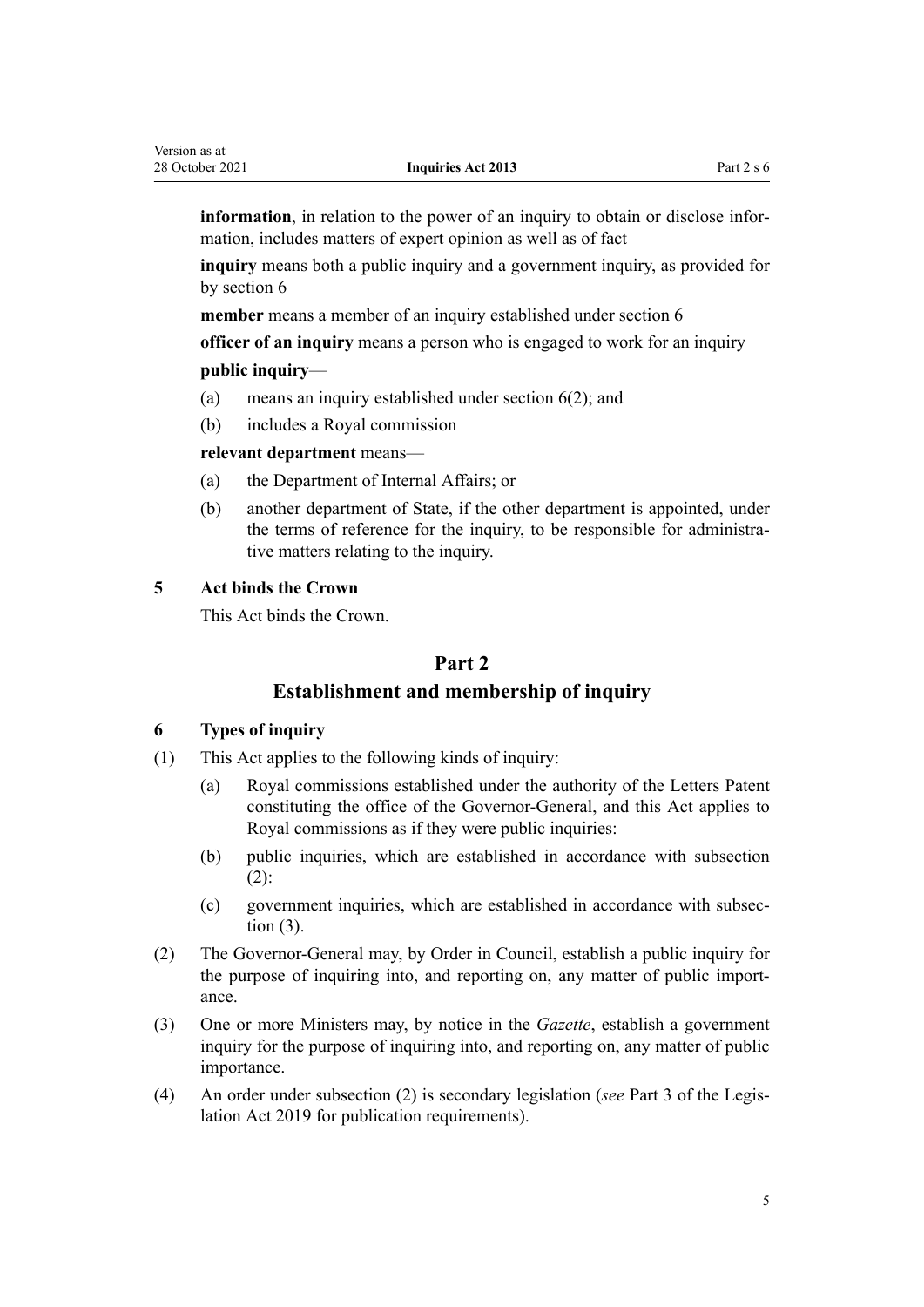**information**, in relation to the power of an inquiry to obtain or disclose information, includes matters of expert opinion as well as of fact

**inquiry** means both a public inquiry and a government inquiry, as provided for by section 6

**member** means a member of an inquiry established under section 6

**officer of an inquiry** means a person who is engaged to work for an inquiry

**public inquiry**—

(a) means an inquiry established under section 6(2); and

(b) includes a Royal commission

**relevant department** means—

(a) the Department of Internal Affairs; or

(b) another department of State, if the other department is appointed, under the terms of reference for the inquiry, to be responsible for administrative matters relating to the inquiry.

### 5 Act binds the Crown

This Act binds the Crown.

## Part 2
## Establishment and membership of inquiry

### 6 Types of inquiry

(1) This Act applies to the following kinds of inquiry:

(a) Royal commissions established under the authority of the Letters Patent constituting the office of the Governor-General, and this Act applies to Royal commissions as if they were public inquiries:

(b) public inquiries, which are established in accordance with subsection (2):

(c) government inquiries, which are established in accordance with subsection (3).

(2) The Governor-General may, by Order in Council, establish a public inquiry for the purpose of inquiring into, and reporting on, any matter of public importance.

(3) One or more Ministers may, by notice in the *Gazette*, establish a government inquiry for the purpose of inquiring into, and reporting on, any matter of public importance.

(4) An order under subsection (2) is secondary legislation (*see* Part 3 of the Legislation Act 2019 for publication requirements).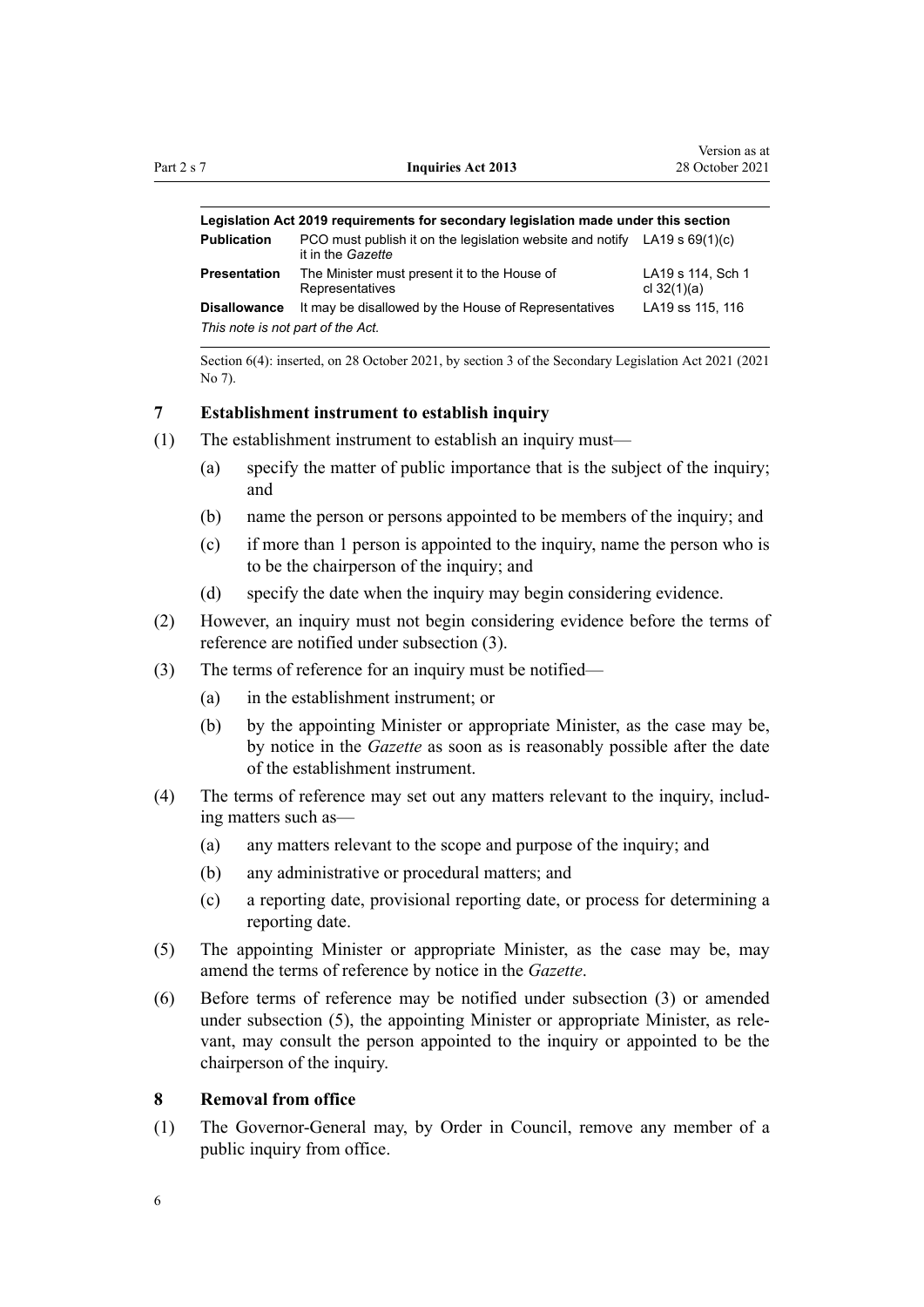| Legislation Act 2019 requirements for secondary legislation made under this section | | |
|---|---|---|
| **Publication** | PCO must publish it on the legislation website and notify it in the *Gazette* | LA19 s 69(1)(c) |
| **Presentation** | The Minister must present it to the House of Representatives | LA19 s 114, Sch 1 cl 32(1)(a) |
| **Disallowance** | It may be disallowed by the House of Representatives | LA19 ss 115, 116 |
| *This note is not part of the Act.* | | |

Section 6(4): inserted, on 28 October 2021, by section 3 of the Secondary Legislation Act 2021 (2021 No 7).

## 7 Establishment instrument to establish inquiry

(1) The establishment instrument to establish an inquiry must—

(a) specify the matter of public importance that is the subject of the inquiry; and

(b) name the person or persons appointed to be members of the inquiry; and

(c) if more than 1 person is appointed to the inquiry, name the person who is to be the chairperson of the inquiry; and

(d) specify the date when the inquiry may begin considering evidence.

(2) However, an inquiry must not begin considering evidence before the terms of reference are notified under subsection (3).

(3) The terms of reference for an inquiry must be notified—

(a) in the establishment instrument; or

(b) by the appointing Minister or appropriate Minister, as the case may be, by notice in the *Gazette* as soon as is reasonably possible after the date of the establishment instrument.

(4) The terms of reference may set out any matters relevant to the inquiry, including matters such as—

(a) any matters relevant to the scope and purpose of the inquiry; and

(b) any administrative or procedural matters; and

(c) a reporting date, provisional reporting date, or process for determining a reporting date.

(5) The appointing Minister or appropriate Minister, as the case may be, may amend the terms of reference by notice in the *Gazette*.

(6) Before terms of reference may be notified under subsection (3) or amended under subsection (5), the appointing Minister or appropriate Minister, as relevant, may consult the person appointed to the inquiry or appointed to be the chairperson of the inquiry.

## 8 Removal from office

(1) The Governor-General may, by Order in Council, remove any member of a public inquiry from office.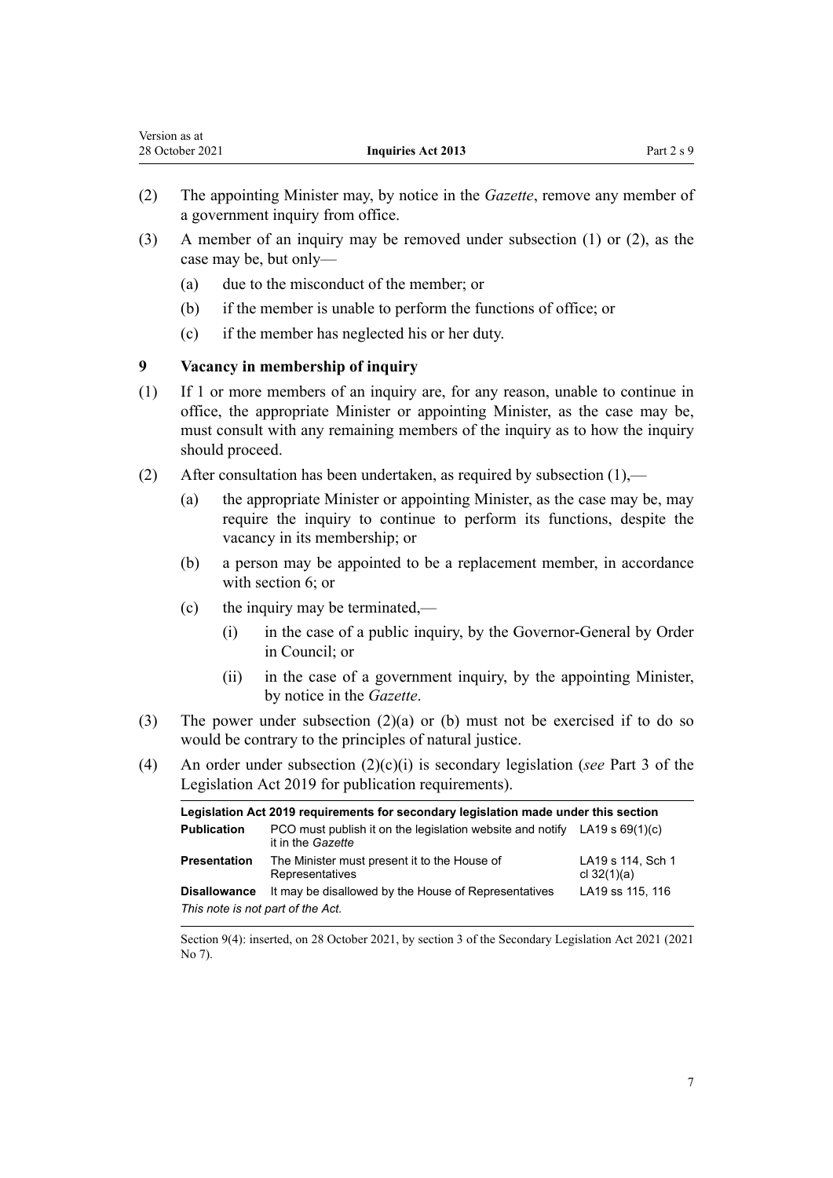(2) The appointing Minister may, by notice in the *Gazette*, remove any member of a government inquiry from office.

(3) A member of an inquiry may be removed under subsection (1) or (2), as the case may be, but only—

   (a) due to the misconduct of the member; or

   (b) if the member is unable to perform the functions of office; or

   (c) if the member has neglected his or her duty.

### 9 Vacancy in membership of inquiry

(1) If 1 or more members of an inquiry are, for any reason, unable to continue in office, the appropriate Minister or appointing Minister, as the case may be, must consult with any remaining members of the inquiry as to how the inquiry should proceed.

(2) After consultation has been undertaken, as required by subsection (1),—

   (a) the appropriate Minister or appointing Minister, as the case may be, may require the inquiry to continue to perform its functions, despite the vacancy in its membership; or

   (b) a person may be appointed to be a replacement member, in accordance with section 6; or

   (c) the inquiry may be terminated,—

      (i) in the case of a public inquiry, by the Governor-General by Order in Council; or

      (ii) in the case of a government inquiry, by the appointing Minister, by notice in the *Gazette*.

(3) The power under subsection (2)(a) or (b) must not be exercised if to do so would be contrary to the principles of natural justice.

(4) An order under subsection (2)(c)(i) is secondary legislation (*see* Part 3 of the Legislation Act 2019 for publication requirements).

| **Legislation Act 2019 requirements for secondary legislation made under this section** | | |
|---|---|---|
| **Publication** | PCO must publish it on the legislation website and notify it in the *Gazette* | LA19 s 69(1)(c) |
| **Presentation** | The Minister must present it to the House of Representatives | LA19 s 114, Sch 1 cl 32(1)(a) |
| **Disallowance** | It may be disallowed by the House of Representatives | LA19 ss 115, 116 |

*This note is not part of the Act.*

Section 9(4): inserted, on 28 October 2021, by section 3 of the Secondary Legislation Act 2021 (2021 No 7).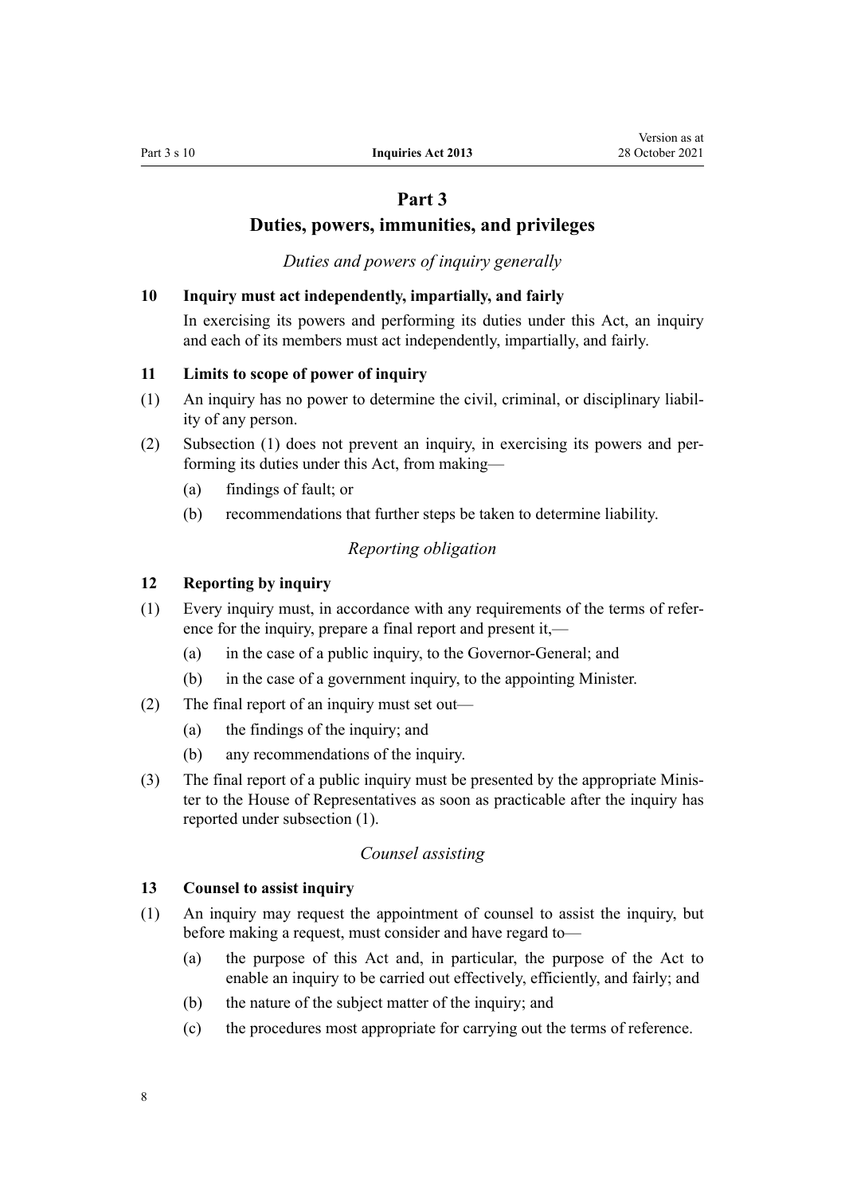# Part 3
# Duties, powers, immunities, and privileges

*Duties and powers of inquiry generally*

### 10 Inquiry must act independently, impartially, and fairly

In exercising its powers and performing its duties under this Act, an inquiry and each of its members must act independently, impartially, and fairly.

### 11 Limits to scope of power of inquiry

(1) An inquiry has no power to determine the civil, criminal, or disciplinary liability of any person.

(2) Subsection (1) does not prevent an inquiry, in exercising its powers and performing its duties under this Act, from making—

- (a) findings of fault; or
- (b) recommendations that further steps be taken to determine liability.

*Reporting obligation*

### 12 Reporting by inquiry

(1) Every inquiry must, in accordance with any requirements of the terms of reference for the inquiry, prepare a final report and present it,—

- (a) in the case of a public inquiry, to the Governor-General; and
- (b) in the case of a government inquiry, to the appointing Minister.

(2) The final report of an inquiry must set out—

- (a) the findings of the inquiry; and
- (b) any recommendations of the inquiry.

(3) The final report of a public inquiry must be presented by the appropriate Minister to the House of Representatives as soon as practicable after the inquiry has reported under subsection (1).

*Counsel assisting*

### 13 Counsel to assist inquiry

(1) An inquiry may request the appointment of counsel to assist the inquiry, but before making a request, must consider and have regard to—

- (a) the purpose of this Act and, in particular, the purpose of the Act to enable an inquiry to be carried out effectively, efficiently, and fairly; and
- (b) the nature of the subject matter of the inquiry; and
- (c) the procedures most appropriate for carrying out the terms of reference.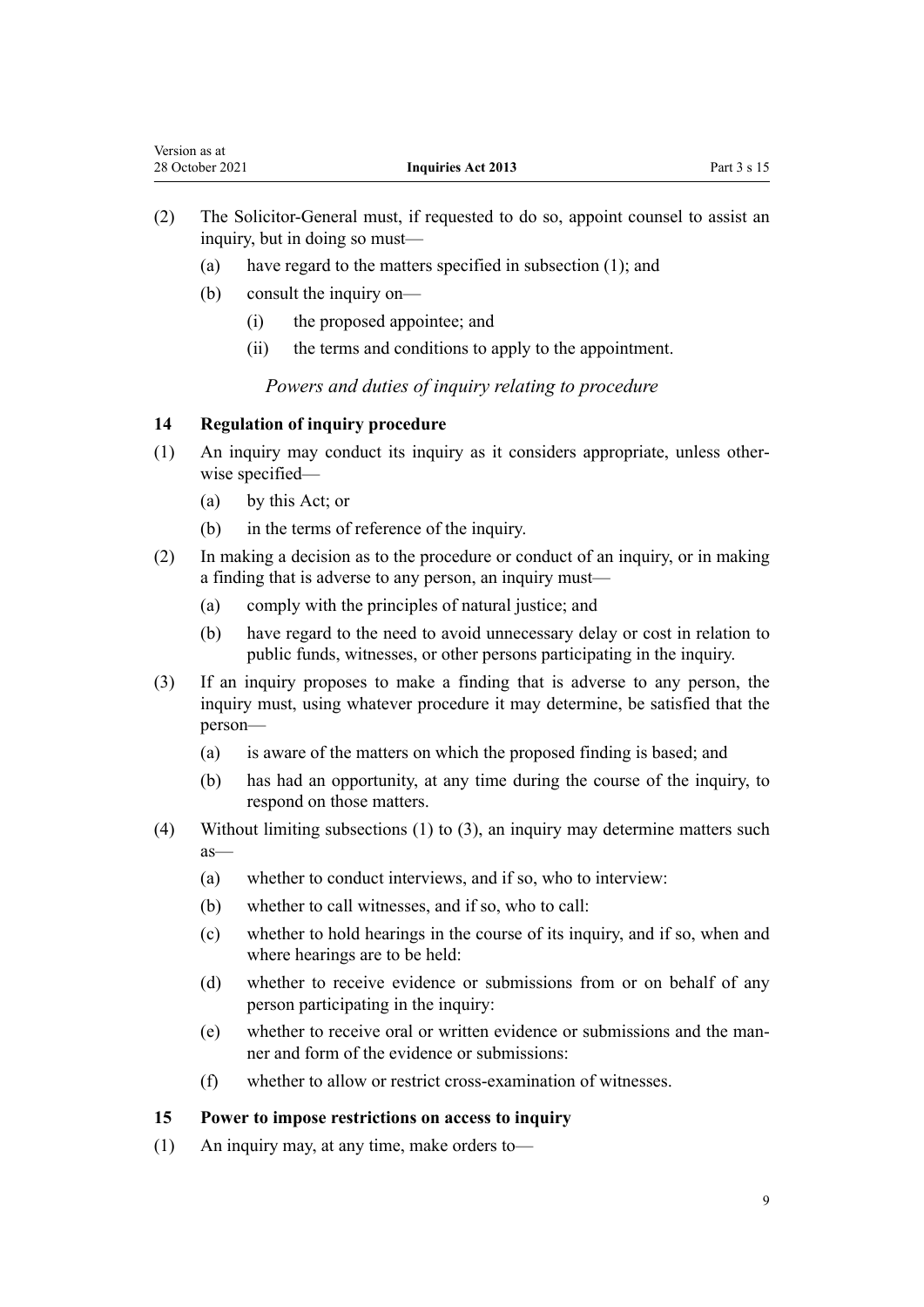(2) The Solicitor-General must, if requested to do so, appoint counsel to assist an inquiry, but in doing so must—

(a) have regard to the matters specified in subsection (1); and

(b) consult the inquiry on—

(i) the proposed appointee; and

(ii) the terms and conditions to apply to the appointment.

*Powers and duties of inquiry relating to procedure*

### 14 Regulation of inquiry procedure

(1) An inquiry may conduct its inquiry as it considers appropriate, unless otherwise specified—

(a) by this Act; or

(b) in the terms of reference of the inquiry.

(2) In making a decision as to the procedure or conduct of an inquiry, or in making a finding that is adverse to any person, an inquiry must—

(a) comply with the principles of natural justice; and

(b) have regard to the need to avoid unnecessary delay or cost in relation to public funds, witnesses, or other persons participating in the inquiry.

(3) If an inquiry proposes to make a finding that is adverse to any person, the inquiry must, using whatever procedure it may determine, be satisfied that the person—

(a) is aware of the matters on which the proposed finding is based; and

(b) has had an opportunity, at any time during the course of the inquiry, to respond on those matters.

(4) Without limiting subsections (1) to (3), an inquiry may determine matters such as—

(a) whether to conduct interviews, and if so, who to interview:

(b) whether to call witnesses, and if so, who to call:

(c) whether to hold hearings in the course of its inquiry, and if so, when and where hearings are to be held:

(d) whether to receive evidence or submissions from or on behalf of any person participating in the inquiry:

(e) whether to receive oral or written evidence or submissions and the manner and form of the evidence or submissions:

(f) whether to allow or restrict cross-examination of witnesses.

### 15 Power to impose restrictions on access to inquiry

(1) An inquiry may, at any time, make orders to—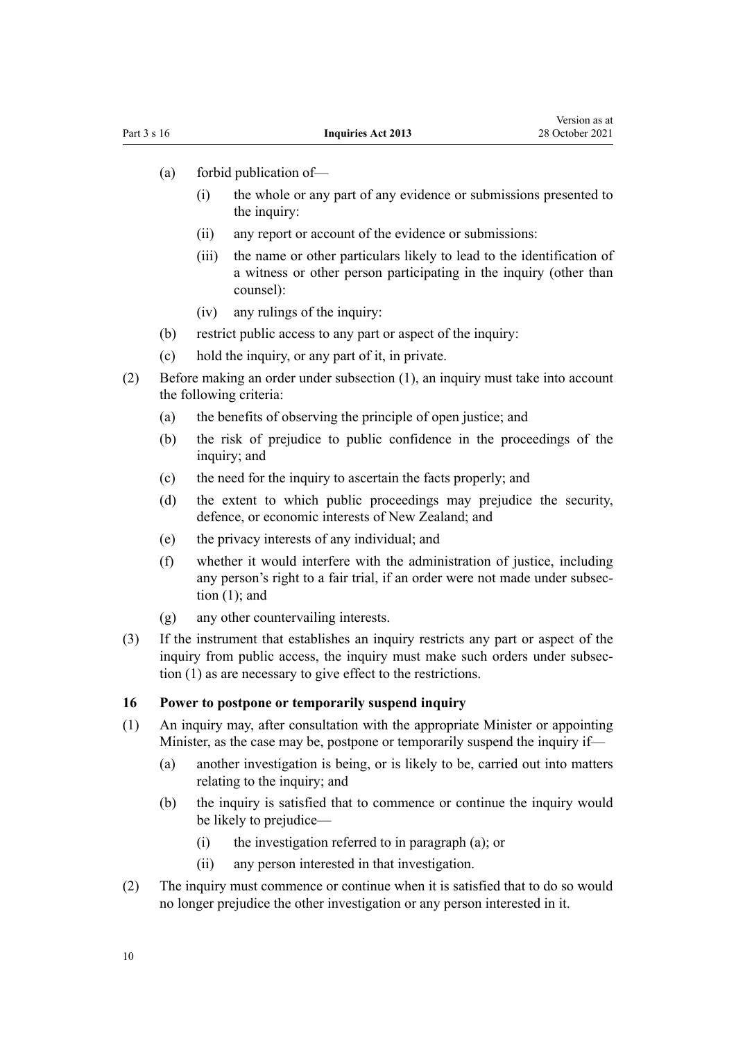(a) forbid publication of—

  (i) the whole or any part of any evidence or submissions presented to the inquiry:

  (ii) any report or account of the evidence or submissions:

  (iii) the name or other particulars likely to lead to the identification of a witness or other person participating in the inquiry (other than counsel):

  (iv) any rulings of the inquiry:

(b) restrict public access to any part or aspect of the inquiry:

(c) hold the inquiry, or any part of it, in private.

(2) Before making an order under subsection (1), an inquiry must take into account the following criteria:

  (a) the benefits of observing the principle of open justice; and

  (b) the risk of prejudice to public confidence in the proceedings of the inquiry; and

  (c) the need for the inquiry to ascertain the facts properly; and

  (d) the extent to which public proceedings may prejudice the security, defence, or economic interests of New Zealand; and

  (e) the privacy interests of any individual; and

  (f) whether it would interfere with the administration of justice, including any person's right to a fair trial, if an order were not made under subsection (1); and

  (g) any other countervailing interests.

(3) If the instrument that establishes an inquiry restricts any part or aspect of the inquiry from public access, the inquiry must make such orders under subsection (1) as are necessary to give effect to the restrictions.

### 16 Power to postpone or temporarily suspend inquiry

(1) An inquiry may, after consultation with the appropriate Minister or appointing Minister, as the case may be, postpone or temporarily suspend the inquiry if—

  (a) another investigation is being, or is likely to be, carried out into matters relating to the inquiry; and

  (b) the inquiry is satisfied that to commence or continue the inquiry would be likely to prejudice—

    (i) the investigation referred to in paragraph (a); or

    (ii) any person interested in that investigation.

(2) The inquiry must commence or continue when it is satisfied that to do so would no longer prejudice the other investigation or any person interested in it.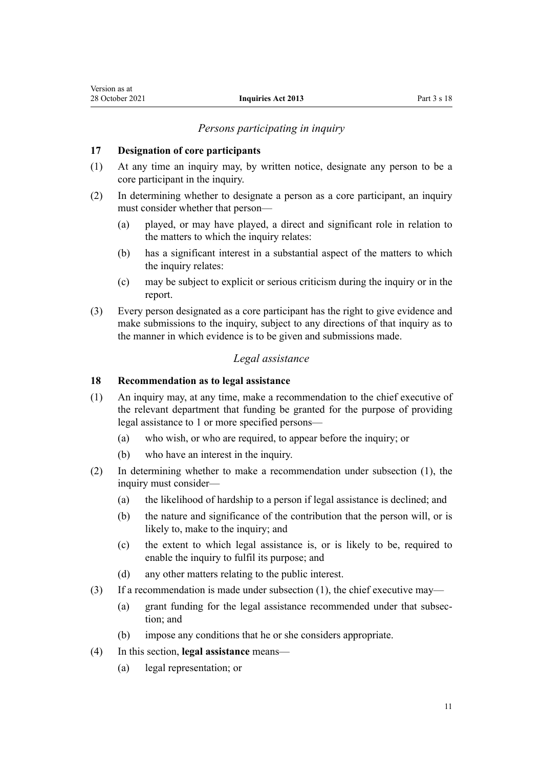*Persons participating in inquiry*

### 17 Designation of core participants

(1) At any time an inquiry may, by written notice, designate any person to be a core participant in the inquiry.

(2) In determining whether to designate a person as a core participant, an inquiry must consider whether that person—

- (a) played, or may have played, a direct and significant role in relation to the matters to which the inquiry relates:
- (b) has a significant interest in a substantial aspect of the matters to which the inquiry relates:
- (c) may be subject to explicit or serious criticism during the inquiry or in the report.

(3) Every person designated as a core participant has the right to give evidence and make submissions to the inquiry, subject to any directions of that inquiry as to the manner in which evidence is to be given and submissions made.

*Legal assistance*

### 18 Recommendation as to legal assistance

(1) An inquiry may, at any time, make a recommendation to the chief executive of the relevant department that funding be granted for the purpose of providing legal assistance to 1 or more specified persons—

- (a) who wish, or who are required, to appear before the inquiry; or
- (b) who have an interest in the inquiry.

(2) In determining whether to make a recommendation under subsection (1), the inquiry must consider—

- (a) the likelihood of hardship to a person if legal assistance is declined; and
- (b) the nature and significance of the contribution that the person will, or is likely to, make to the inquiry; and
- (c) the extent to which legal assistance is, or is likely to be, required to enable the inquiry to fulfil its purpose; and
- (d) any other matters relating to the public interest.

(3) If a recommendation is made under subsection (1), the chief executive may—

- (a) grant funding for the legal assistance recommended under that subsection; and
- (b) impose any conditions that he or she considers appropriate.

(4) In this section, **legal assistance** means—

- (a) legal representation; or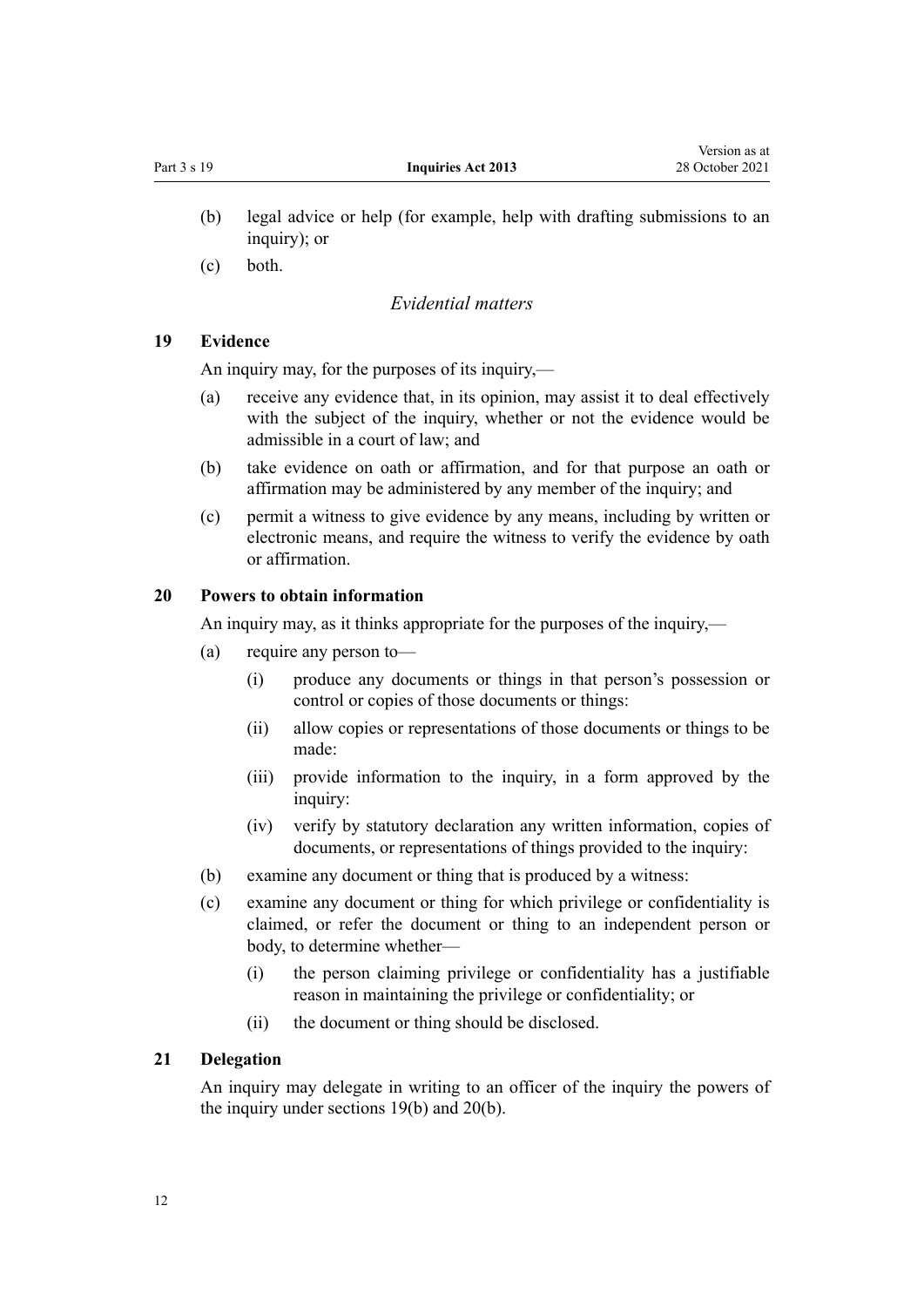(b) legal advice or help (for example, help with drafting submissions to an inquiry); or

(c) both.

*Evidential matters*

### 19 Evidence

An inquiry may, for the purposes of its inquiry,—

(a) receive any evidence that, in its opinion, may assist it to deal effectively with the subject of the inquiry, whether or not the evidence would be admissible in a court of law; and

(b) take evidence on oath or affirmation, and for that purpose an oath or affirmation may be administered by any member of the inquiry; and

(c) permit a witness to give evidence by any means, including by written or electronic means, and require the witness to verify the evidence by oath or affirmation.

### 20 Powers to obtain information

An inquiry may, as it thinks appropriate for the purposes of the inquiry,—

(a) require any person to—

  (i) produce any documents or things in that person's possession or control or copies of those documents or things:

  (ii) allow copies or representations of those documents or things to be made:

  (iii) provide information to the inquiry, in a form approved by the inquiry:

  (iv) verify by statutory declaration any written information, copies of documents, or representations of things provided to the inquiry:

(b) examine any document or thing that is produced by a witness:

(c) examine any document or thing for which privilege or confidentiality is claimed, or refer the document or thing to an independent person or body, to determine whether—

  (i) the person claiming privilege or confidentiality has a justifiable reason in maintaining the privilege or confidentiality; or

  (ii) the document or thing should be disclosed.

### 21 Delegation

An inquiry may delegate in writing to an officer of the inquiry the powers of the inquiry under sections 19(b) and 20(b).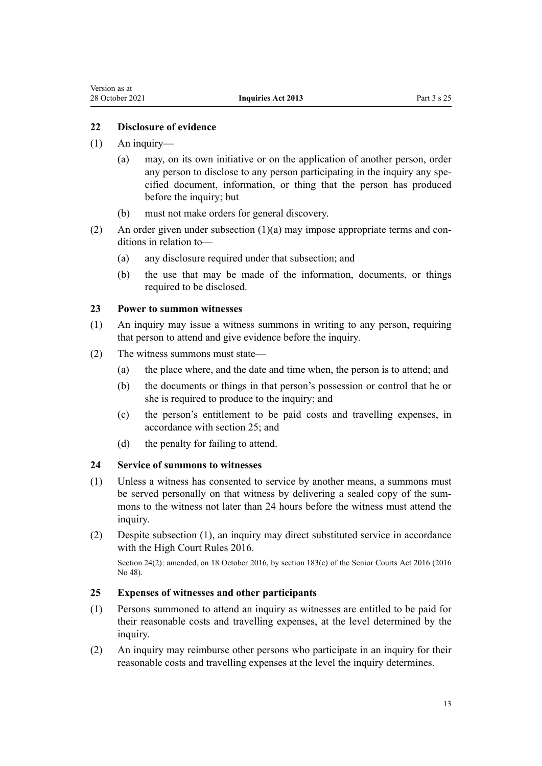### 22 Disclosure of evidence

(1) An inquiry—

(a) may, on its own initiative or on the application of another person, order any person to disclose to any person participating in the inquiry any specified document, information, or thing that the person has produced before the inquiry; but

(b) must not make orders for general discovery.

(2) An order given under subsection (1)(a) may impose appropriate terms and conditions in relation to—

(a) any disclosure required under that subsection; and

(b) the use that may be made of the information, documents, or things required to be disclosed.

### 23 Power to summon witnesses

(1) An inquiry may issue a witness summons in writing to any person, requiring that person to attend and give evidence before the inquiry.

(2) The witness summons must state—

(a) the place where, and the date and time when, the person is to attend; and

(b) the documents or things in that person's possession or control that he or she is required to produce to the inquiry; and

(c) the person's entitlement to be paid costs and travelling expenses, in accordance with section 25; and

(d) the penalty for failing to attend.

### 24 Service of summons to witnesses

(1) Unless a witness has consented to service by another means, a summons must be served personally on that witness by delivering a sealed copy of the summons to the witness not later than 24 hours before the witness must attend the inquiry.

(2) Despite subsection (1), an inquiry may direct substituted service in accordance with the High Court Rules 2016.

Section 24(2): amended, on 18 October 2016, by section 183(c) of the Senior Courts Act 2016 (2016 No 48).

### 25 Expenses of witnesses and other participants

(1) Persons summoned to attend an inquiry as witnesses are entitled to be paid for their reasonable costs and travelling expenses, at the level determined by the inquiry.

(2) An inquiry may reimburse other persons who participate in an inquiry for their reasonable costs and travelling expenses at the level the inquiry determines.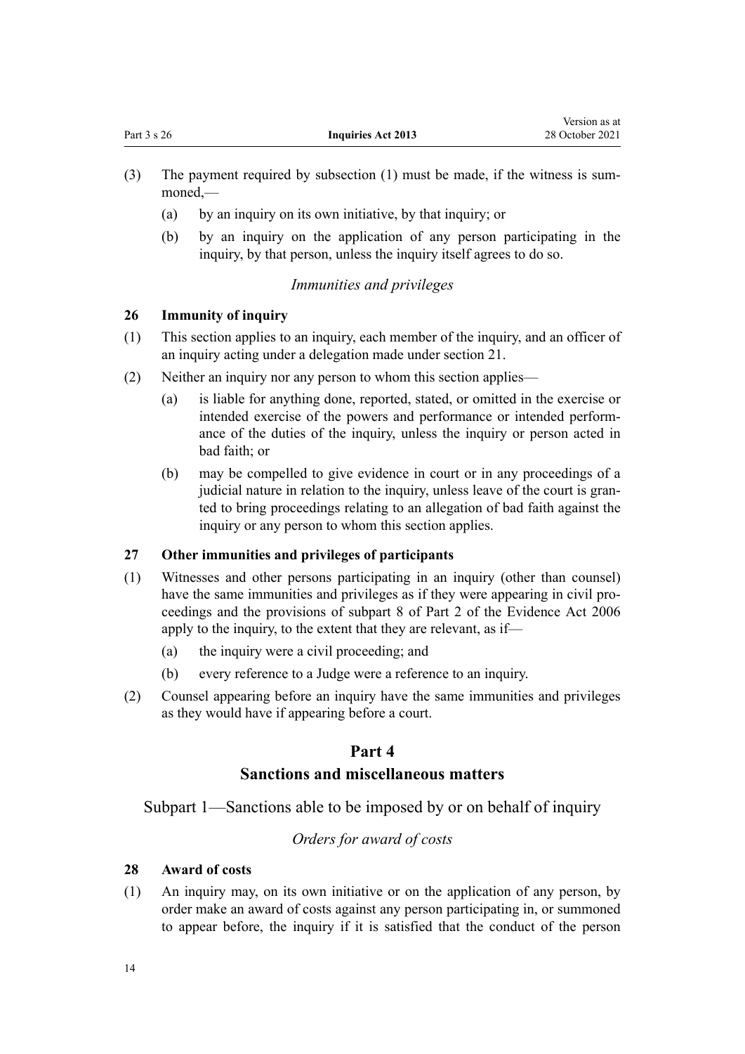(3) The payment required by subsection (1) must be made, if the witness is summoned,—

 (a) by an inquiry on its own initiative, by that inquiry; or

 (b) by an inquiry on the application of any person participating in the inquiry, by that person, unless the inquiry itself agrees to do so.

*Immunities and privileges*

### 26 Immunity of inquiry

(1) This section applies to an inquiry, each member of the inquiry, and an officer of an inquiry acting under a delegation made under section 21.

(2) Neither an inquiry nor any person to whom this section applies—

 (a) is liable for anything done, reported, stated, or omitted in the exercise or intended exercise of the powers and performance or intended performance of the duties of the inquiry, unless the inquiry or person acted in bad faith; or

 (b) may be compelled to give evidence in court or in any proceedings of a judicial nature in relation to the inquiry, unless leave of the court is granted to bring proceedings relating to an allegation of bad faith against the inquiry or any person to whom this section applies.

### 27 Other immunities and privileges of participants

(1) Witnesses and other persons participating in an inquiry (other than counsel) have the same immunities and privileges as if they were appearing in civil proceedings and the provisions of subpart 8 of Part 2 of the Evidence Act 2006 apply to the inquiry, to the extent that they are relevant, as if—

 (a) the inquiry were a civil proceeding; and

 (b) every reference to a Judge were a reference to an inquiry.

(2) Counsel appearing before an inquiry have the same immunities and privileges as they would have if appearing before a court.

# Part 4
# Sanctions and miscellaneous matters

## Subpart 1—Sanctions able to be imposed by or on behalf of inquiry

*Orders for award of costs*

### 28 Award of costs

(1) An inquiry may, on its own initiative or on the application of any person, by order make an award of costs against any person participating in, or summoned to appear before, the inquiry if it is satisfied that the conduct of the person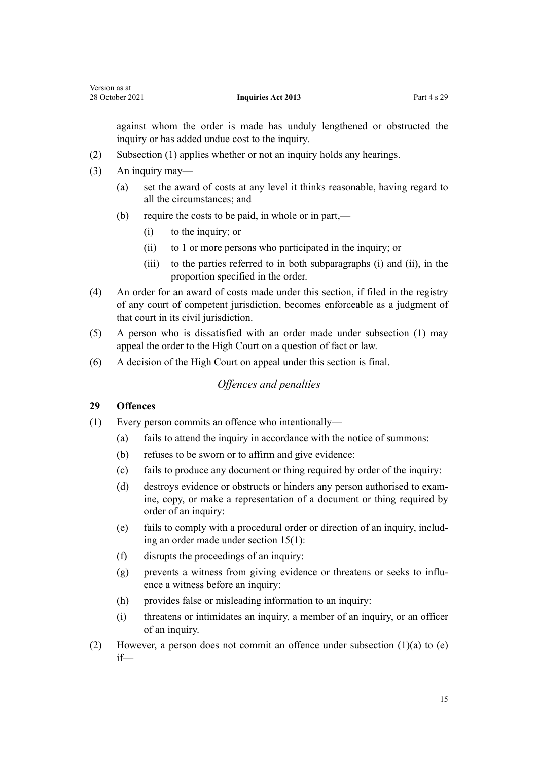against whom the order is made has unduly lengthened or obstructed the inquiry or has added undue cost to the inquiry.

(2) Subsection (1) applies whether or not an inquiry holds any hearings.

(3) An inquiry may—

(a) set the award of costs at any level it thinks reasonable, having regard to all the circumstances; and

(b) require the costs to be paid, in whole or in part,—

(i) to the inquiry; or

(ii) to 1 or more persons who participated in the inquiry; or

(iii) to the parties referred to in both subparagraphs (i) and (ii), in the proportion specified in the order.

(4) An order for an award of costs made under this section, if filed in the registry of any court of competent jurisdiction, becomes enforceable as a judgment of that court in its civil jurisdiction.

(5) A person who is dissatisfied with an order made under subsection (1) may appeal the order to the High Court on a question of fact or law.

(6) A decision of the High Court on appeal under this section is final.

*Offences and penalties*

**29 Offences**

(1) Every person commits an offence who intentionally—

(a) fails to attend the inquiry in accordance with the notice of summons:

(b) refuses to be sworn or to affirm and give evidence:

(c) fails to produce any document or thing required by order of the inquiry:

(d) destroys evidence or obstructs or hinders any person authorised to examine, copy, or make a representation of a document or thing required by order of an inquiry:

(e) fails to comply with a procedural order or direction of an inquiry, including an order made under section 15(1):

(f) disrupts the proceedings of an inquiry:

(g) prevents a witness from giving evidence or threatens or seeks to influence a witness before an inquiry:

(h) provides false or misleading information to an inquiry:

(i) threatens or intimidates an inquiry, a member of an inquiry, or an officer of an inquiry.

(2) However, a person does not commit an offence under subsection (1)(a) to (e) if—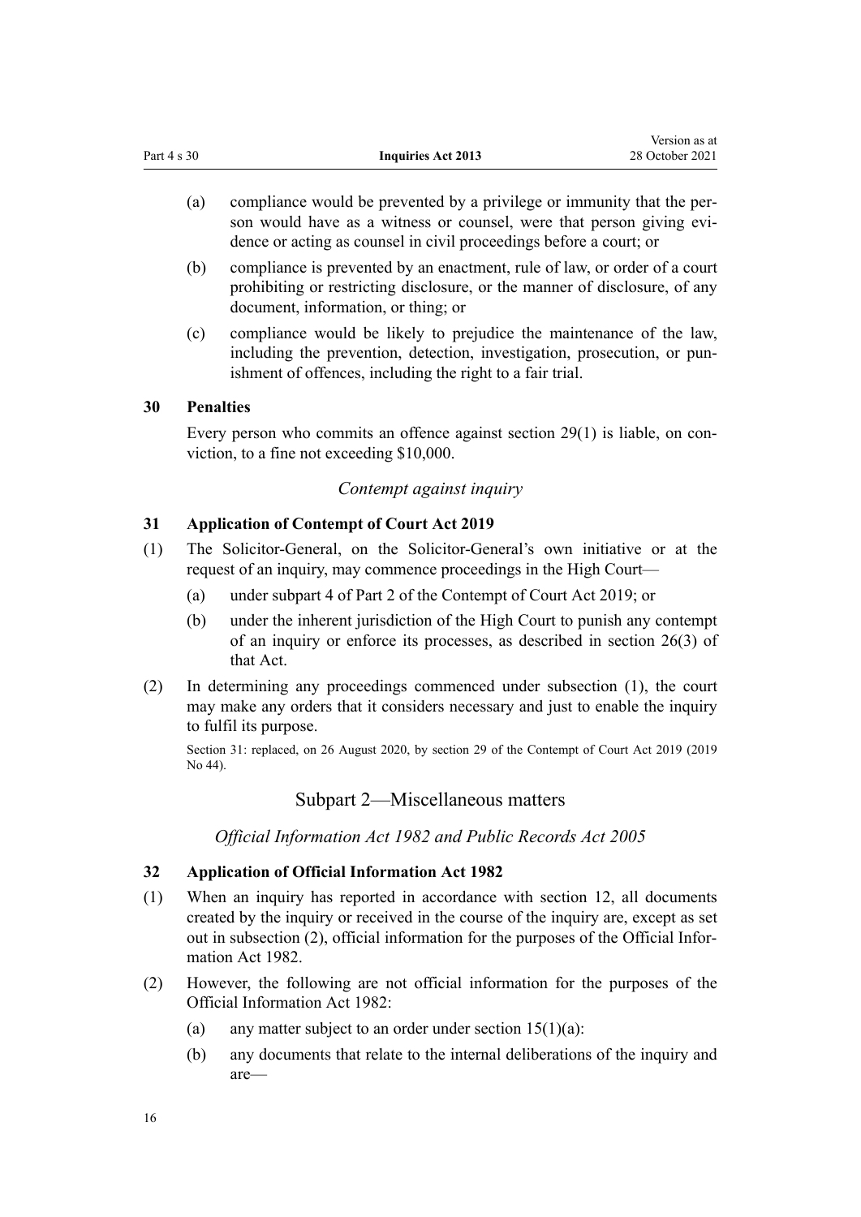(a) compliance would be prevented by a privilege or immunity that the person would have as a witness or counsel, were that person giving evidence or acting as counsel in civil proceedings before a court; or

(b) compliance is prevented by an enactment, rule of law, or order of a court prohibiting or restricting disclosure, or the manner of disclosure, of any document, information, or thing; or

(c) compliance would be likely to prejudice the maintenance of the law, including the prevention, detection, investigation, prosecution, or punishment of offences, including the right to a fair trial.

### 30 Penalties

Every person who commits an offence against section 29(1) is liable, on conviction, to a fine not exceeding $10,000.

*Contempt against inquiry*

### 31 Application of Contempt of Court Act 2019

(1) The Solicitor-General, on the Solicitor-General's own initiative or at the request of an inquiry, may commence proceedings in the High Court—

(a) under subpart 4 of Part 2 of the Contempt of Court Act 2019; or

(b) under the inherent jurisdiction of the High Court to punish any contempt of an inquiry or enforce its processes, as described in section 26(3) of that Act.

(2) In determining any proceedings commenced under subsection (1), the court may make any orders that it considers necessary and just to enable the inquiry to fulfil its purpose.

Section 31: replaced, on 26 August 2020, by section 29 of the Contempt of Court Act 2019 (2019 No 44).

## Subpart 2—Miscellaneous matters

*Official Information Act 1982 and Public Records Act 2005*

### 32 Application of Official Information Act 1982

(1) When an inquiry has reported in accordance with section 12, all documents created by the inquiry or received in the course of the inquiry are, except as set out in subsection (2), official information for the purposes of the Official Information Act 1982.

(2) However, the following are not official information for the purposes of the Official Information Act 1982:

(a) any matter subject to an order under section 15(1)(a):

(b) any documents that relate to the internal deliberations of the inquiry and are—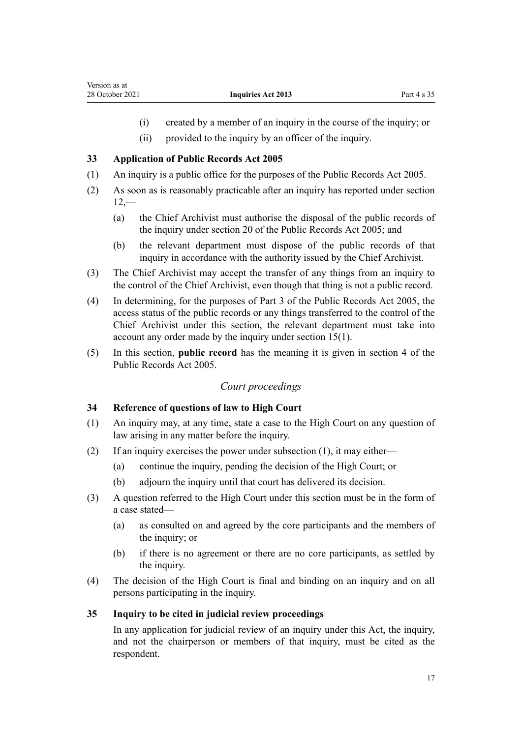(i) created by a member of an inquiry in the course of the inquiry; or

(ii) provided to the inquiry by an officer of the inquiry.

### 33 Application of Public Records Act 2005

(1) An inquiry is a public office for the purposes of the Public Records Act 2005.

(2) As soon as is reasonably practicable after an inquiry has reported under section 12,—

(a) the Chief Archivist must authorise the disposal of the public records of the inquiry under section 20 of the Public Records Act 2005; and

(b) the relevant department must dispose of the public records of that inquiry in accordance with the authority issued by the Chief Archivist.

(3) The Chief Archivist may accept the transfer of any things from an inquiry to the control of the Chief Archivist, even though that thing is not a public record.

(4) In determining, for the purposes of Part 3 of the Public Records Act 2005, the access status of the public records or any things transferred to the control of the Chief Archivist under this section, the relevant department must take into account any order made by the inquiry under section 15(1).

(5) In this section, **public record** has the meaning it is given in section 4 of the Public Records Act 2005.

## *Court proceedings*

### 34 Reference of questions of law to High Court

(1) An inquiry may, at any time, state a case to the High Court on any question of law arising in any matter before the inquiry.

(2) If an inquiry exercises the power under subsection (1), it may either—

(a) continue the inquiry, pending the decision of the High Court; or

(b) adjourn the inquiry until that court has delivered its decision.

(3) A question referred to the High Court under this section must be in the form of a case stated—

(a) as consulted on and agreed by the core participants and the members of the inquiry; or

(b) if there is no agreement or there are no core participants, as settled by the inquiry.

(4) The decision of the High Court is final and binding on an inquiry and on all persons participating in the inquiry.

### 35 Inquiry to be cited in judicial review proceedings

In any application for judicial review of an inquiry under this Act, the inquiry, and not the chairperson or members of that inquiry, must be cited as the respondent.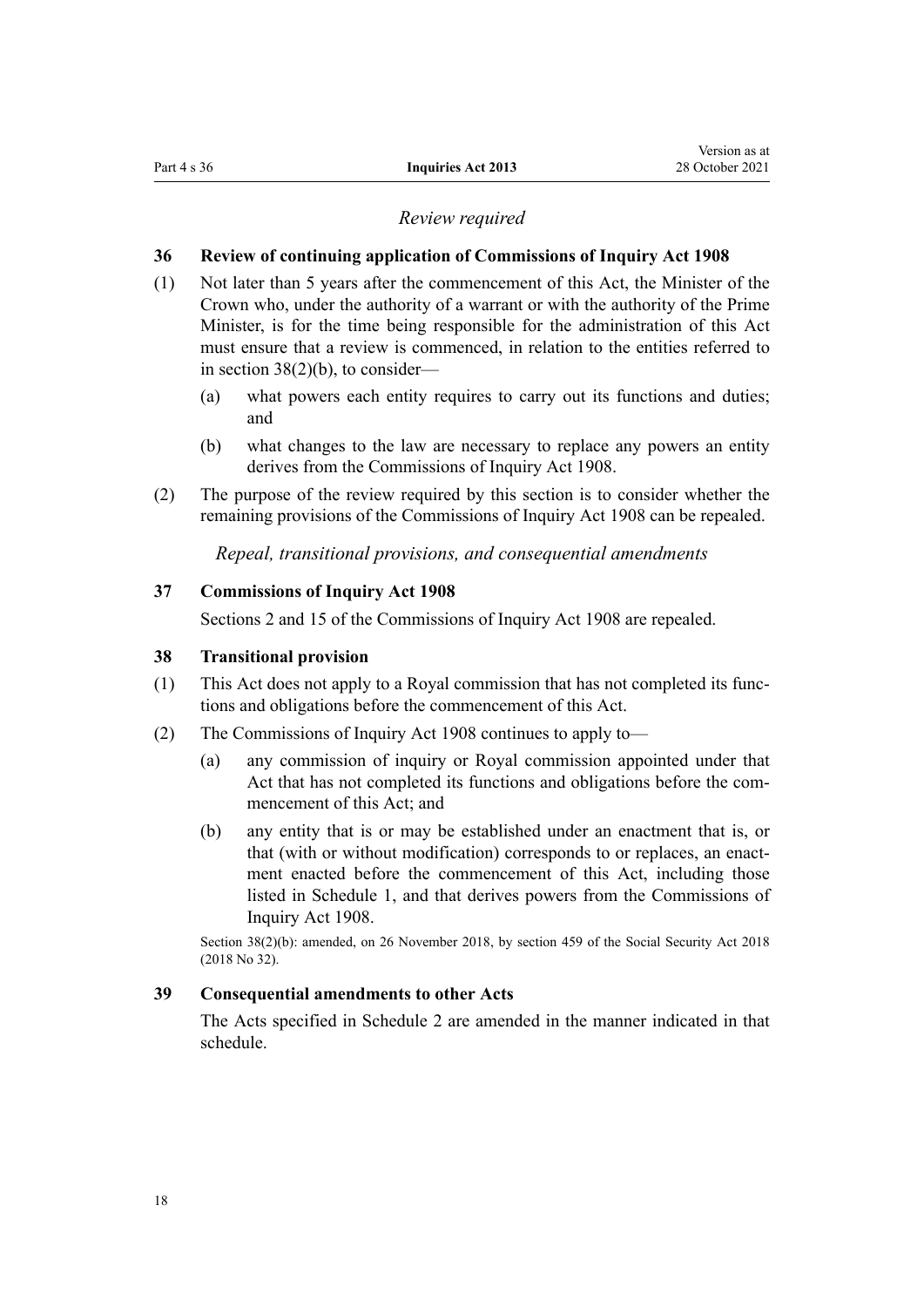*Review required*

### 36 Review of continuing application of Commissions of Inquiry Act 1908

(1) Not later than 5 years after the commencement of this Act, the Minister of the Crown who, under the authority of a warrant or with the authority of the Prime Minister, is for the time being responsible for the administration of this Act must ensure that a review is commenced, in relation to the entities referred to in section 38(2)(b), to consider—

(a) what powers each entity requires to carry out its functions and duties; and

(b) what changes to the law are necessary to replace any powers an entity derives from the Commissions of Inquiry Act 1908.

(2) The purpose of the review required by this section is to consider whether the remaining provisions of the Commissions of Inquiry Act 1908 can be repealed.

*Repeal, transitional provisions, and consequential amendments*

### 37 Commissions of Inquiry Act 1908

Sections 2 and 15 of the Commissions of Inquiry Act 1908 are repealed.

### 38 Transitional provision

(1) This Act does not apply to a Royal commission that has not completed its functions and obligations before the commencement of this Act.

(2) The Commissions of Inquiry Act 1908 continues to apply to—

(a) any commission of inquiry or Royal commission appointed under that Act that has not completed its functions and obligations before the commencement of this Act; and

(b) any entity that is or may be established under an enactment that is, or that (with or without modification) corresponds to or replaces, an enactment enacted before the commencement of this Act, including those listed in Schedule 1, and that derives powers from the Commissions of Inquiry Act 1908.

Section 38(2)(b): amended, on 26 November 2018, by section 459 of the Social Security Act 2018 (2018 No 32).

### 39 Consequential amendments to other Acts

The Acts specified in Schedule 2 are amended in the manner indicated in that schedule.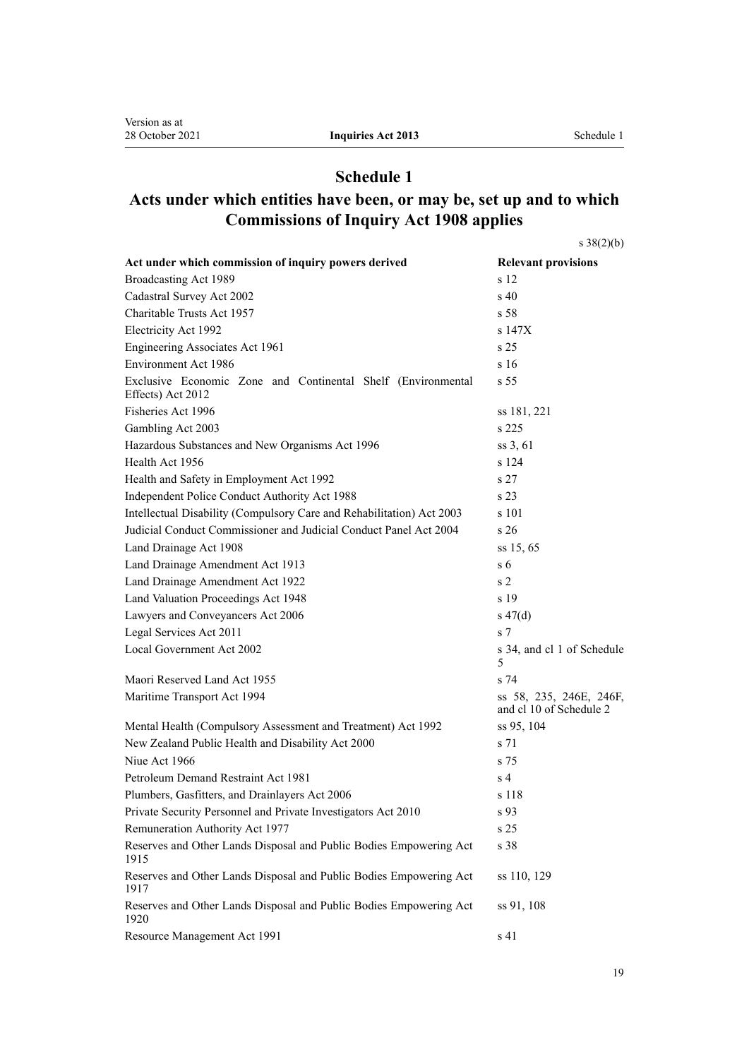# Schedule 1

## Acts under which entities have been, or may be, set up and to which Commissions of Inquiry Act 1908 applies

s 38(2)(b)

| Act under which commission of inquiry powers derived | Relevant provisions |
| --- | --- |
| Broadcasting Act 1989 | s 12 |
| Cadastral Survey Act 2002 | s 40 |
| Charitable Trusts Act 1957 | s 58 |
| Electricity Act 1992 | s 147X |
| Engineering Associates Act 1961 | s 25 |
| Environment Act 1986 | s 16 |
| Exclusive Economic Zone and Continental Shelf (Environmental Effects) Act 2012 | s 55 |
| Fisheries Act 1996 | ss 181, 221 |
| Gambling Act 2003 | s 225 |
| Hazardous Substances and New Organisms Act 1996 | ss 3, 61 |
| Health Act 1956 | s 124 |
| Health and Safety in Employment Act 1992 | s 27 |
| Independent Police Conduct Authority Act 1988 | s 23 |
| Intellectual Disability (Compulsory Care and Rehabilitation) Act 2003 | s 101 |
| Judicial Conduct Commissioner and Judicial Conduct Panel Act 2004 | s 26 |
| Land Drainage Act 1908 | ss 15, 65 |
| Land Drainage Amendment Act 1913 | s 6 |
| Land Drainage Amendment Act 1922 | s 2 |
| Land Valuation Proceedings Act 1948 | s 19 |
| Lawyers and Conveyancers Act 2006 | s 47(d) |
| Legal Services Act 2011 | s 7 |
| Local Government Act 2002 | s 34, and cl 1 of Schedule 5 |
| Maori Reserved Land Act 1955 | s 74 |
| Maritime Transport Act 1994 | ss 58, 235, 246E, 246F, and cl 10 of Schedule 2 |
| Mental Health (Compulsory Assessment and Treatment) Act 1992 | ss 95, 104 |
| New Zealand Public Health and Disability Act 2000 | s 71 |
| Niue Act 1966 | s 75 |
| Petroleum Demand Restraint Act 1981 | s 4 |
| Plumbers, Gasfitters, and Drainlayers Act 2006 | s 118 |
| Private Security Personnel and Private Investigators Act 2010 | s 93 |
| Remuneration Authority Act 1977 | s 25 |
| Reserves and Other Lands Disposal and Public Bodies Empowering Act 1915 | s 38 |
| Reserves and Other Lands Disposal and Public Bodies Empowering Act 1917 | ss 110, 129 |
| Reserves and Other Lands Disposal and Public Bodies Empowering Act 1920 | ss 91, 108 |
| Resource Management Act 1991 | s 41 |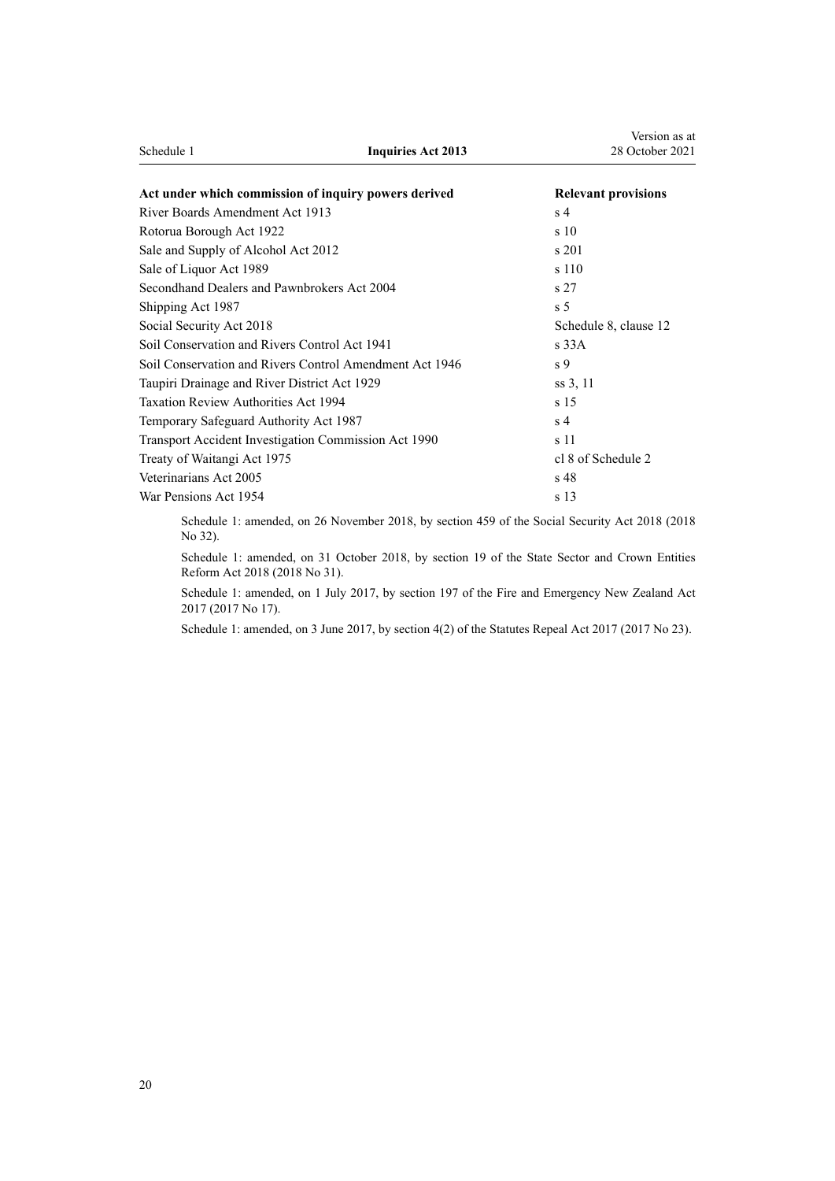| Act under which commission of inquiry powers derived | Relevant provisions |
|---|---|
| River Boards Amendment Act 1913 | s 4 |
| Rotorua Borough Act 1922 | s 10 |
| Sale and Supply of Alcohol Act 2012 | s 201 |
| Sale of Liquor Act 1989 | s 110 |
| Secondhand Dealers and Pawnbrokers Act 2004 | s 27 |
| Shipping Act 1987 | s 5 |
| Social Security Act 2018 | Schedule 8, clause 12 |
| Soil Conservation and Rivers Control Act 1941 | s 33A |
| Soil Conservation and Rivers Control Amendment Act 1946 | s 9 |
| Taupiri Drainage and River District Act 1929 | ss 3, 11 |
| Taxation Review Authorities Act 1994 | s 15 |
| Temporary Safeguard Authority Act 1987 | s 4 |
| Transport Accident Investigation Commission Act 1990 | s 11 |
| Treaty of Waitangi Act 1975 | cl 8 of Schedule 2 |
| Veterinarians Act 2005 | s 48 |
| War Pensions Act 1954 | s 13 |

Schedule 1: amended, on 26 November 2018, by section 459 of the Social Security Act 2018 (2018 No 32).

Schedule 1: amended, on 31 October 2018, by section 19 of the State Sector and Crown Entities Reform Act 2018 (2018 No 31).

Schedule 1: amended, on 1 July 2017, by section 197 of the Fire and Emergency New Zealand Act 2017 (2017 No 17).

Schedule 1: amended, on 3 June 2017, by section 4(2) of the Statutes Repeal Act 2017 (2017 No 23).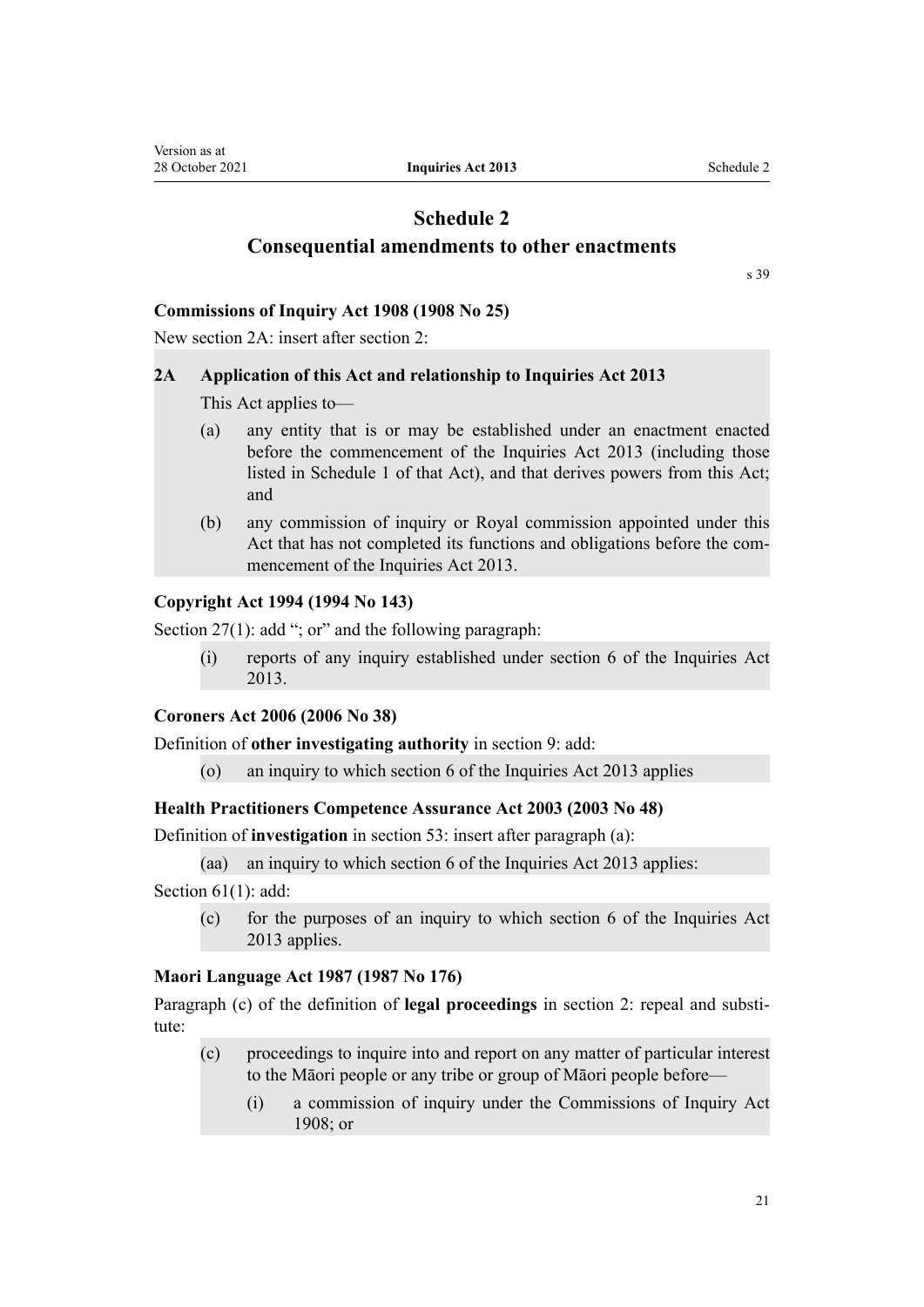# Schedule 2
## Consequential amendments to other enactments

s 39

### Commissions of Inquiry Act 1908 (1908 No 25)

New section 2A: insert after section 2:

**2A Application of this Act and relationship to Inquiries Act 2013**

This Act applies to—

(a) any entity that is or may be established under an enactment enacted before the commencement of the Inquiries Act 2013 (including those listed in Schedule 1 of that Act), and that derives powers from this Act; and

(b) any commission of inquiry or Royal commission appointed under this Act that has not completed its functions and obligations before the commencement of the Inquiries Act 2013.

### Copyright Act 1994 (1994 No 143)

Section 27(1): add "; or" and the following paragraph:

(i) reports of any inquiry established under section 6 of the Inquiries Act 2013.

### Coroners Act 2006 (2006 No 38)

Definition of **other investigating authority** in section 9: add:

(o) an inquiry to which section 6 of the Inquiries Act 2013 applies

### Health Practitioners Competence Assurance Act 2003 (2003 No 48)

Definition of **investigation** in section 53: insert after paragraph (a):

(aa) an inquiry to which section 6 of the Inquiries Act 2013 applies:

Section 61(1): add:

(c) for the purposes of an inquiry to which section 6 of the Inquiries Act 2013 applies.

### Maori Language Act 1987 (1987 No 176)

Paragraph (c) of the definition of **legal proceedings** in section 2: repeal and substitute:

(c) proceedings to inquire into and report on any matter of particular interest to the Māori people or any tribe or group of Māori people before—

(i) a commission of inquiry under the Commissions of Inquiry Act 1908; or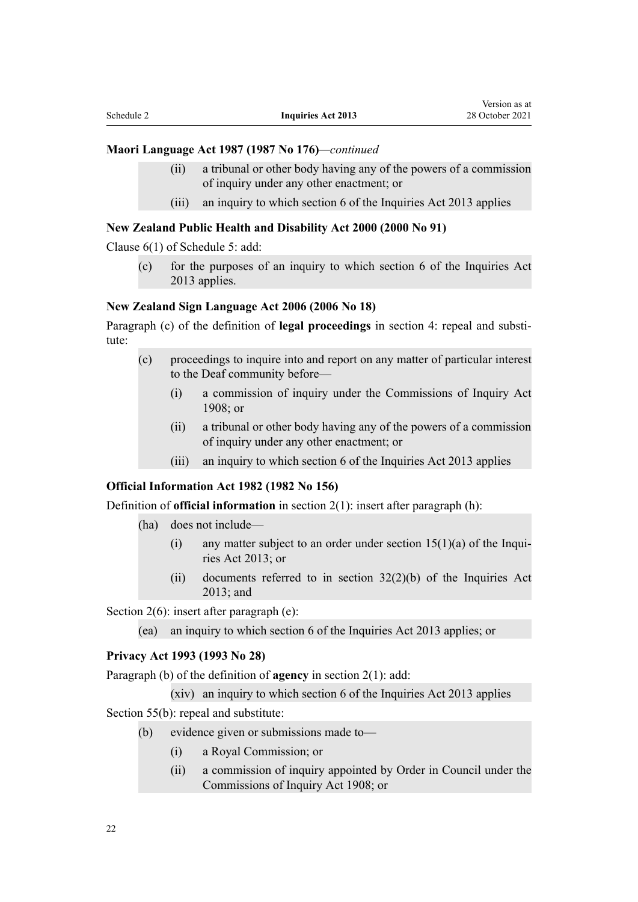**Maori Language Act 1987 (1987 No 176)**—*continued*

(ii) a tribunal or other body having any of the powers of a commission of inquiry under any other enactment; or

(iii) an inquiry to which section 6 of the Inquiries Act 2013 applies

**New Zealand Public Health and Disability Act 2000 (2000 No 91)**

Clause 6(1) of Schedule 5: add:

(c) for the purposes of an inquiry to which section 6 of the Inquiries Act 2013 applies.

**New Zealand Sign Language Act 2006 (2006 No 18)**

Paragraph (c) of the definition of **legal proceedings** in section 4: repeal and substitute:

(c) proceedings to inquire into and report on any matter of particular interest to the Deaf community before—

(i) a commission of inquiry under the Commissions of Inquiry Act 1908; or

(ii) a tribunal or other body having any of the powers of a commission of inquiry under any other enactment; or

(iii) an inquiry to which section 6 of the Inquiries Act 2013 applies

**Official Information Act 1982 (1982 No 156)**

Definition of **official information** in section 2(1): insert after paragraph (h):

(ha) does not include—

(i) any matter subject to an order under section 15(1)(a) of the Inquiries Act 2013; or

(ii) documents referred to in section 32(2)(b) of the Inquiries Act 2013; and

Section 2(6): insert after paragraph (e):

(ea) an inquiry to which section 6 of the Inquiries Act 2013 applies; or

**Privacy Act 1993 (1993 No 28)**

Paragraph (b) of the definition of **agency** in section 2(1): add:

(xiv) an inquiry to which section 6 of the Inquiries Act 2013 applies

Section 55(b): repeal and substitute:

(b) evidence given or submissions made to—

(i) a Royal Commission; or

(ii) a commission of inquiry appointed by Order in Council under the Commissions of Inquiry Act 1908; or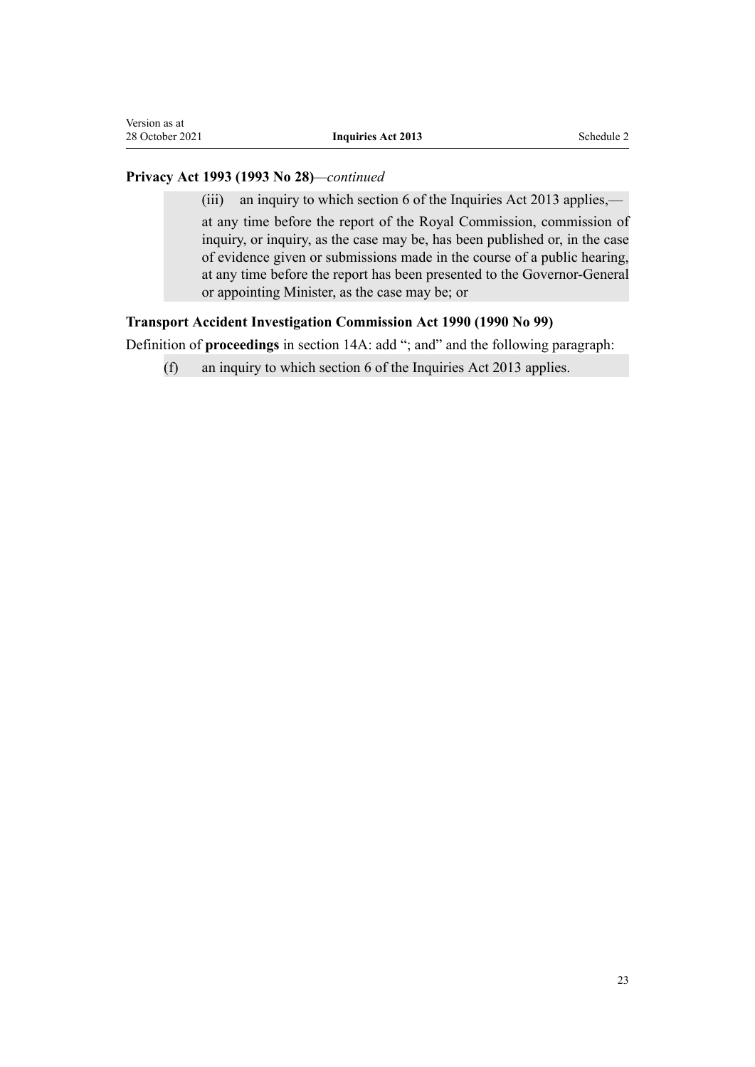**Privacy Act 1993 (1993 No 28)**—*continued*

(iii) an inquiry to which section 6 of the Inquiries Act 2013 applies,—

at any time before the report of the Royal Commission, commission of inquiry, or inquiry, as the case may be, has been published or, in the case of evidence given or submissions made in the course of a public hearing, at any time before the report has been presented to the Governor-General or appointing Minister, as the case may be; or

**Transport Accident Investigation Commission Act 1990 (1990 No 99)**

Definition of **proceedings** in section 14A: add "; and" and the following paragraph:

(f) an inquiry to which section 6 of the Inquiries Act 2013 applies.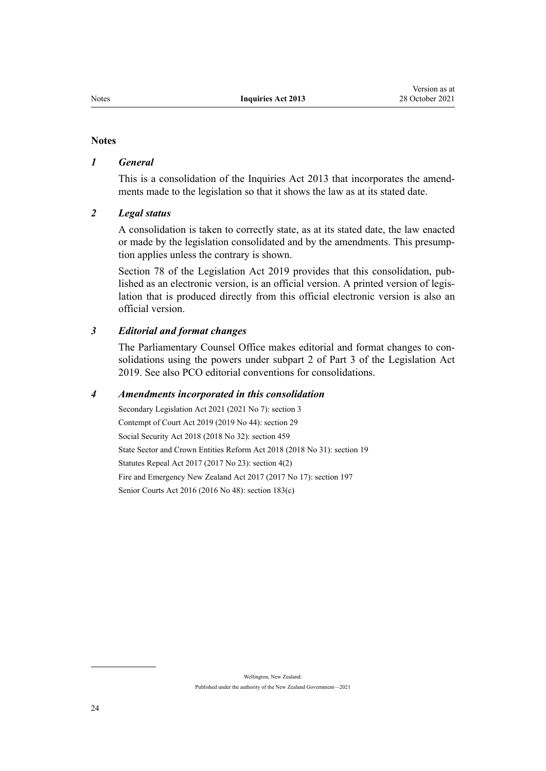## Notes

### *1 General*

This is a consolidation of the Inquiries Act 2013 that incorporates the amendments made to the legislation so that it shows the law as at its stated date.

### *2 Legal status*

A consolidation is taken to correctly state, as at its stated date, the law enacted or made by the legislation consolidated and by the amendments. This presumption applies unless the contrary is shown.

Section 78 of the Legislation Act 2019 provides that this consolidation, published as an electronic version, is an official version. A printed version of legislation that is produced directly from this official electronic version is also an official version.

### *3 Editorial and format changes*

The Parliamentary Counsel Office makes editorial and format changes to consolidations using the powers under subpart 2 of Part 3 of the Legislation Act 2019. See also PCO editorial conventions for consolidations.

### *4 Amendments incorporated in this consolidation*

Secondary Legislation Act 2021 (2021 No 7): section 3

Contempt of Court Act 2019 (2019 No 44): section 29

Social Security Act 2018 (2018 No 32): section 459

State Sector and Crown Entities Reform Act 2018 (2018 No 31): section 19

Statutes Repeal Act 2017 (2017 No 23): section 4(2)

Fire and Emergency New Zealand Act 2017 (2017 No 17): section 197

Senior Courts Act 2016 (2016 No 48): section 183(c)

Wellington, New Zealand:

Published under the authority of the New Zealand Government—2021